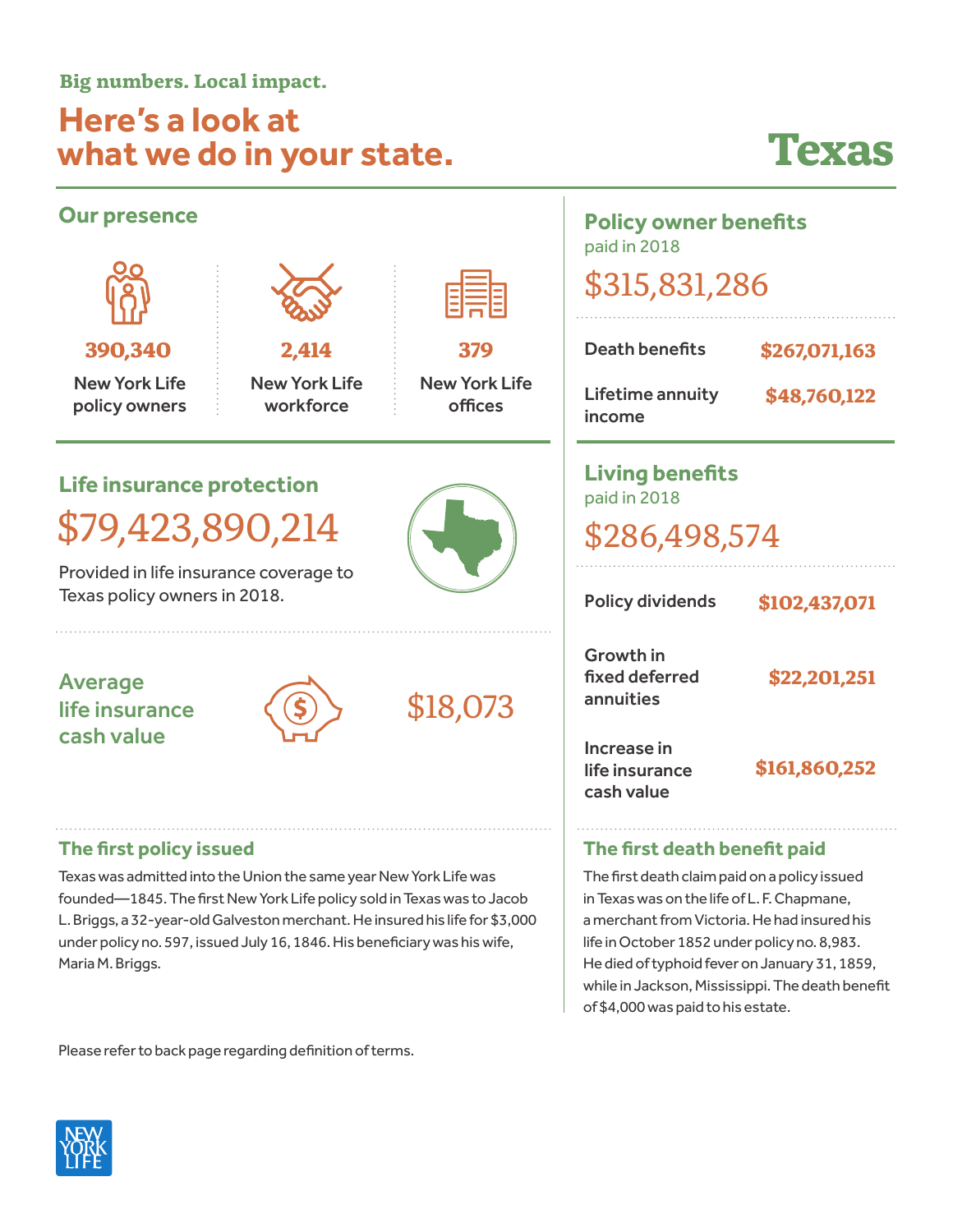Big numbers. Local impact.

# Here's a look at what we do in your state.

# Texas

## Our presence

**390,340**
New York Life policy owners

**2,414**
New York Life workforce

**379**
New York Life offices

## Life insurance protection

$79,423,890,214

Provided in life insurance coverage to Texas policy owners in 2018.

## Average life insurance cash value

$18,073

## The first policy issued

Texas was admitted into the Union the same year New York Life was founded—1845. The first New York Life policy sold in Texas was to Jacob L. Briggs, a 32-year-old Galveston merchant. He insured his life for $3,000 under policy no. 597, issued July 16, 1846. His beneficiary was his wife, Maria M. Briggs.

## Policy owner benefits

paid in 2018

$315,831,286

| | |
|---|---|
| Death benefits | $267,071,163 |
| Lifetime annuity income | $48,760,122 |

## Living benefits

paid in 2018

$286,498,574

| | |
|---|---|
| Policy dividends | $102,437,071 |
| Growth in fixed deferred annuities | $22,201,251 |
| Increase in life insurance cash value | $161,860,252 |

## The first death benefit paid

The first death claim paid on a policy issued in Texas was on the life of L. F. Chapmane, a merchant from Victoria. He had insured his life in October 1852 under policy no. 8,983. He died of typhoid fever on January 31, 1859, while in Jackson, Mississippi. The death benefit of $4,000 was paid to his estate.

Please refer to back page regarding definition of terms.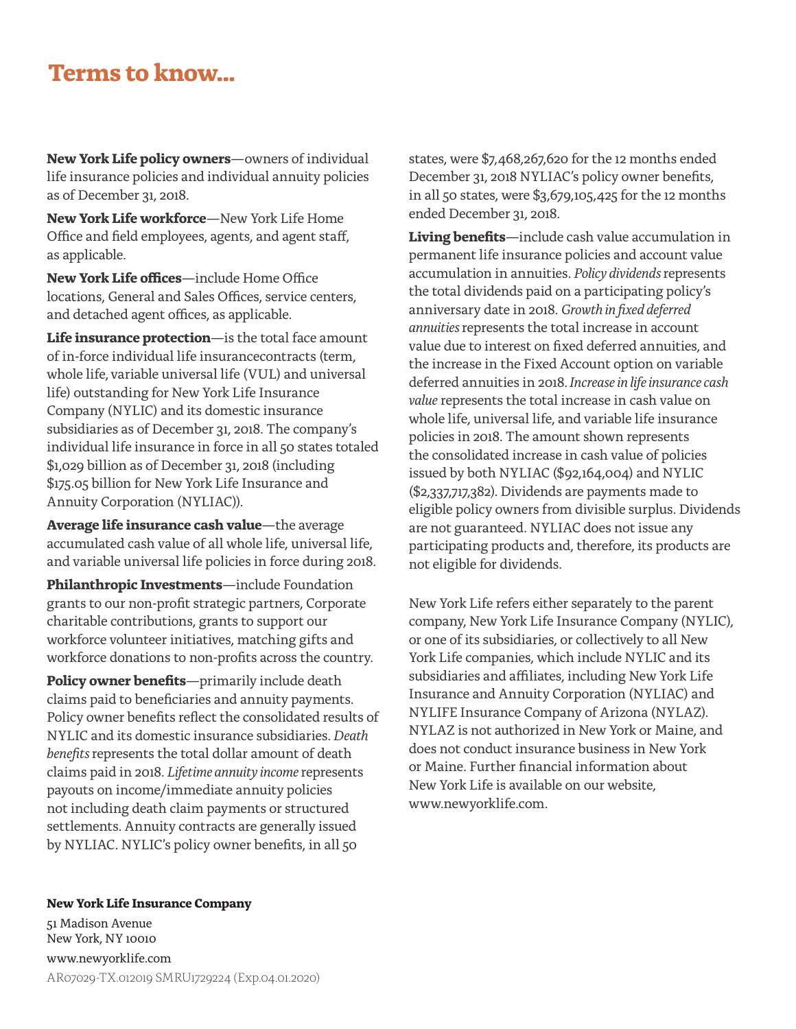# Terms to know...

**New York Life policy owners**—owners of individual life insurance policies and individual annuity policies as of December 31, 2018.

**New York Life workforce**—New York Life Home Office and field employees, agents, and agent staff, as applicable.

**New York Life offices**—include Home Office locations, General and Sales Offices, service centers, and detached agent offices, as applicable.

**Life insurance protection**—is the total face amount of in-force individual life insurancecontracts (term, whole life, variable universal life (VUL) and universal life) outstanding for New York Life Insurance Company (NYLIC) and its domestic insurance subsidiaries as of December 31, 2018. The company's individual life insurance in force in all 50 states totaled $1,029 billion as of December 31, 2018 (including $175.05 billion for New York Life Insurance and Annuity Corporation (NYLIAC)).

**Average life insurance cash value**—the average accumulated cash value of all whole life, universal life, and variable universal life policies in force during 2018.

**Philanthropic Investments**—include Foundation grants to our non-profit strategic partners, Corporate charitable contributions, grants to support our workforce volunteer initiatives, matching gifts and workforce donations to non-profits across the country.

**Policy owner benefits**—primarily include death claims paid to beneficiaries and annuity payments. Policy owner benefits reflect the consolidated results of NYLIC and its domestic insurance subsidiaries. *Death benefits* represents the total dollar amount of death claims paid in 2018. *Lifetime annuity income* represents payouts on income/immediate annuity policies not including death claim payments or structured settlements. Annuity contracts are generally issued by NYLIAC. NYLIC's policy owner benefits, in all 50 states, were $7,468,267,620 for the 12 months ended December 31, 2018 NYLIAC's policy owner benefits, in all 50 states, were $3,679,105,425 for the 12 months ended December 31, 2018.

**Living benefits**—include cash value accumulation in permanent life insurance policies and account value accumulation in annuities. *Policy dividends* represents the total dividends paid on a participating policy's anniversary date in 2018. *Growth in fixed deferred annuities* represents the total increase in account value due to interest on fixed deferred annuities, and the increase in the Fixed Account option on variable deferred annuities in 2018. *Increase in life insurance cash value* represents the total increase in cash value on whole life, universal life, and variable life insurance policies in 2018. The amount shown represents the consolidated increase in cash value of policies issued by both NYLIAC ($92,164,004) and NYLIC ($2,337,717,382). Dividends are payments made to eligible policy owners from divisible surplus. Dividends are not guaranteed. NYLIAC does not issue any participating products and, therefore, its products are not eligible for dividends.

New York Life refers either separately to the parent company, New York Life Insurance Company (NYLIC), or one of its subsidiaries, or collectively to all New York Life companies, which include NYLIC and its subsidiaries and affiliates, including New York Life Insurance and Annuity Corporation (NYLIAC) and NYLIFE Insurance Company of Arizona (NYLAZ). NYLAZ is not authorized in New York or Maine, and does not conduct insurance business in New York or Maine. Further financial information about New York Life is available on our website, www.newyorklife.com.

**New York Life Insurance Company**

51 Madison Avenue
New York, NY 10010
www.newyorklife.com

AR07029-TX.012019 SMRU1729224 (Exp.04.01.2020)